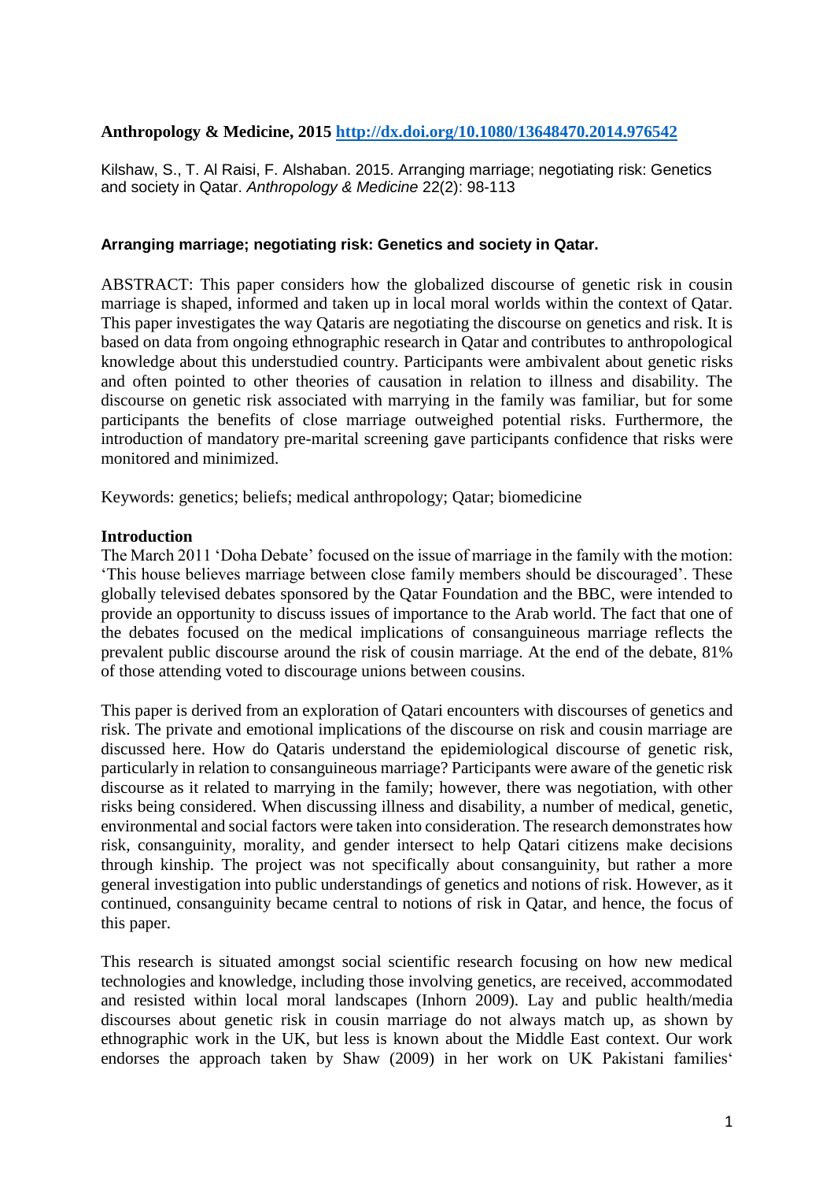**Anthropology & Medicine, 2015 [http://dx.doi.org/10.1080/13648470.2014.976542](http://dx.doi.org/10.1080/13648470.2014.976542)**

Kilshaw, S., T. Al Raisi, F. Alshaban. 2015. Arranging marriage; negotiating risk: Genetics and society in Qatar. *Anthropology & Medicine* 22(2): 98-113

**Arranging marriage; negotiating risk: Genetics and society in Qatar.**

ABSTRACT: This paper considers how the globalized discourse of genetic risk in cousin marriage is shaped, informed and taken up in local moral worlds within the context of Qatar. This paper investigates the way Qataris are negotiating the discourse on genetics and risk. It is based on data from ongoing ethnographic research in Qatar and contributes to anthropological knowledge about this understudied country. Participants were ambivalent about genetic risks and often pointed to other theories of causation in relation to illness and disability. The discourse on genetic risk associated with marrying in the family was familiar, but for some participants the benefits of close marriage outweighed potential risks. Furthermore, the introduction of mandatory pre-marital screening gave participants confidence that risks were monitored and minimized.

Keywords: genetics; beliefs; medical anthropology; Qatar; biomedicine

**Introduction**

The March 2011 'Doha Debate' focused on the issue of marriage in the family with the motion: 'This house believes marriage between close family members should be discouraged'. These globally televised debates sponsored by the Qatar Foundation and the BBC, were intended to provide an opportunity to discuss issues of importance to the Arab world. The fact that one of the debates focused on the medical implications of consanguineous marriage reflects the prevalent public discourse around the risk of cousin marriage. At the end of the debate, 81% of those attending voted to discourage unions between cousins.

This paper is derived from an exploration of Qatari encounters with discourses of genetics and risk. The private and emotional implications of the discourse on risk and cousin marriage are discussed here. How do Qataris understand the epidemiological discourse of genetic risk, particularly in relation to consanguineous marriage? Participants were aware of the genetic risk discourse as it related to marrying in the family; however, there was negotiation, with other risks being considered. When discussing illness and disability, a number of medical, genetic, environmental and social factors were taken into consideration. The research demonstrates how risk, consanguinity, morality, and gender intersect to help Qatari citizens make decisions through kinship. The project was not specifically about consanguinity, but rather a more general investigation into public understandings of genetics and notions of risk. However, as it continued, consanguinity became central to notions of risk in Qatar, and hence, the focus of this paper.

This research is situated amongst social scientific research focusing on how new medical technologies and knowledge, including those involving genetics, are received, accommodated and resisted within local moral landscapes (Inhorn 2009). Lay and public health/media discourses about genetic risk in cousin marriage do not always match up, as shown by ethnographic work in the UK, but less is known about the Middle East context. Our work endorses the approach taken by Shaw (2009) in her work on UK Pakistani families'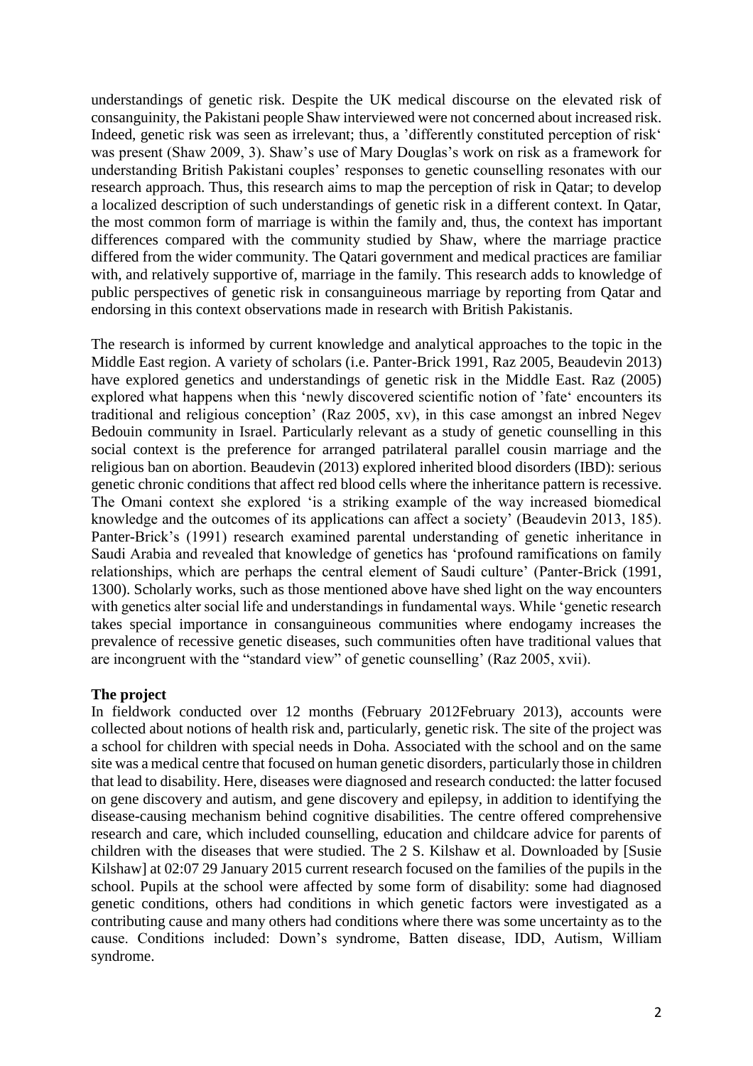understandings of genetic risk. Despite the UK medical discourse on the elevated risk of consanguinity, the Pakistani people Shaw interviewed were not concerned about increased risk. Indeed, genetic risk was seen as irrelevant; thus, a 'differently constituted perception of risk' was present (Shaw 2009, 3). Shaw's use of Mary Douglas's work on risk as a framework for understanding British Pakistani couples' responses to genetic counselling resonates with our research approach. Thus, this research aims to map the perception of risk in Qatar; to develop a localized description of such understandings of genetic risk in a different context. In Qatar, the most common form of marriage is within the family and, thus, the context has important differences compared with the community studied by Shaw, where the marriage practice differed from the wider community. The Qatari government and medical practices are familiar with, and relatively supportive of, marriage in the family. This research adds to knowledge of public perspectives of genetic risk in consanguineous marriage by reporting from Qatar and endorsing in this context observations made in research with British Pakistanis.

The research is informed by current knowledge and analytical approaches to the topic in the Middle East region. A variety of scholars (i.e. Panter-Brick 1991, Raz 2005, Beaudevin 2013) have explored genetics and understandings of genetic risk in the Middle East. Raz (2005) explored what happens when this 'newly discovered scientific notion of 'fate' encounters its traditional and religious conception' (Raz 2005, xv), in this case amongst an inbred Negev Bedouin community in Israel. Particularly relevant as a study of genetic counselling in this social context is the preference for arranged patrilateral parallel cousin marriage and the religious ban on abortion. Beaudevin (2013) explored inherited blood disorders (IBD): serious genetic chronic conditions that affect red blood cells where the inheritance pattern is recessive. The Omani context she explored 'is a striking example of the way increased biomedical knowledge and the outcomes of its applications can affect a society' (Beaudevin 2013, 185). Panter-Brick's (1991) research examined parental understanding of genetic inheritance in Saudi Arabia and revealed that knowledge of genetics has 'profound ramifications on family relationships, which are perhaps the central element of Saudi culture' (Panter-Brick (1991, 1300). Scholarly works, such as those mentioned above have shed light on the way encounters with genetics alter social life and understandings in fundamental ways. While 'genetic research takes special importance in consanguineous communities where endogamy increases the prevalence of recessive genetic diseases, such communities often have traditional values that are incongruent with the "standard view" of genetic counselling' (Raz 2005, xvii).

**The project**

In fieldwork conducted over 12 months (February 2012February 2013), accounts were collected about notions of health risk and, particularly, genetic risk. The site of the project was a school for children with special needs in Doha. Associated with the school and on the same site was a medical centre that focused on human genetic disorders, particularly those in children that lead to disability. Here, diseases were diagnosed and research conducted: the latter focused on gene discovery and autism, and gene discovery and epilepsy, in addition to identifying the disease-causing mechanism behind cognitive disabilities. The centre offered comprehensive research and care, which included counselling, education and childcare advice for parents of children with the diseases that were studied. The current research focused on the families of the pupils in the school. Pupils at the school were affected by some form of disability: some had diagnosed genetic conditions, others had conditions in which genetic factors were investigated as a contributing cause and many others had conditions where there was some uncertainty as to the cause. Conditions included: Down's syndrome, Batten disease, IDD, Autism, William syndrome.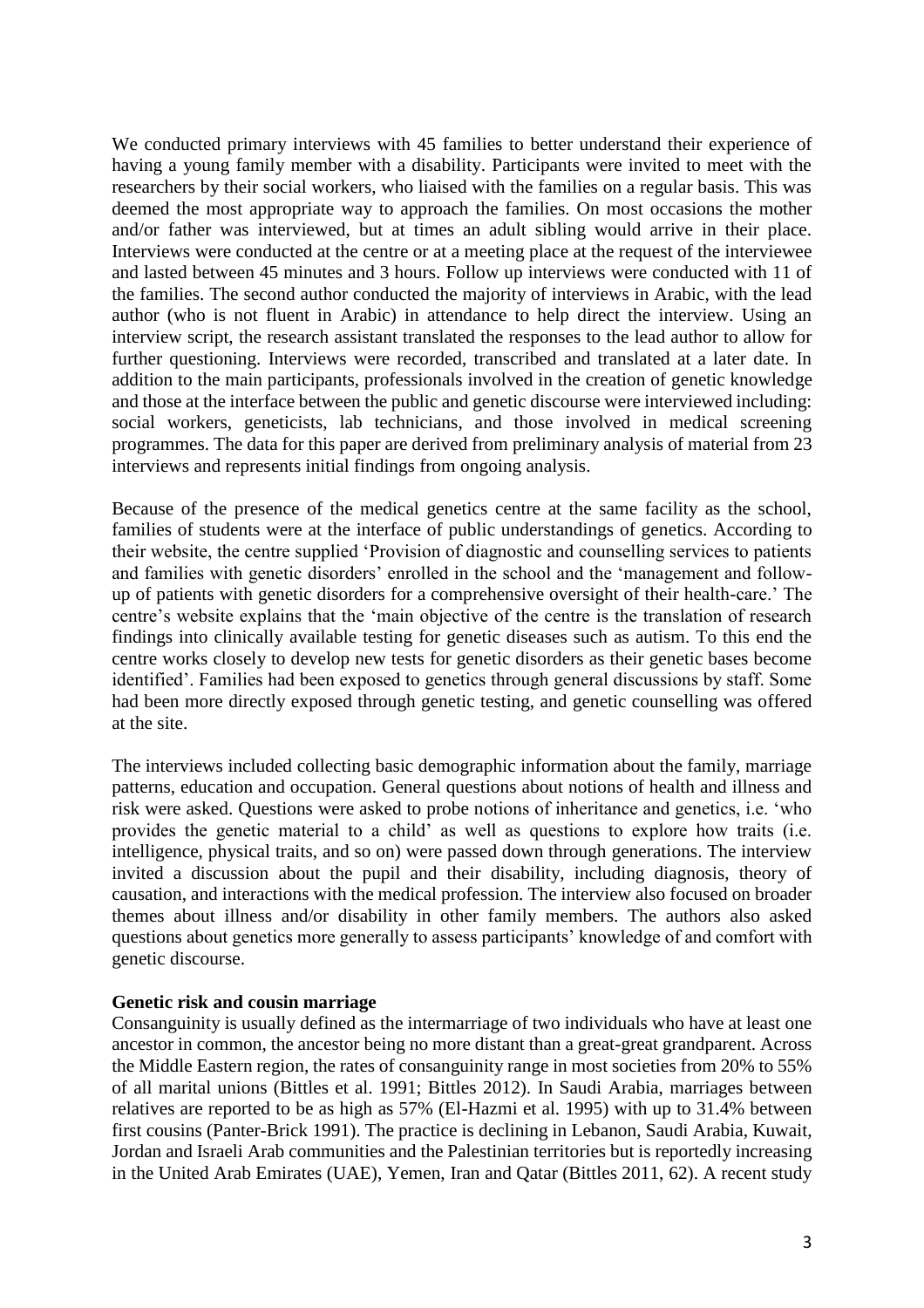We conducted primary interviews with 45 families to better understand their experience of having a young family member with a disability. Participants were invited to meet with the researchers by their social workers, who liaised with the families on a regular basis. This was deemed the most appropriate way to approach the families. On most occasions the mother and/or father was interviewed, but at times an adult sibling would arrive in their place. Interviews were conducted at the centre or at a meeting place at the request of the interviewee and lasted between 45 minutes and 3 hours. Follow up interviews were conducted with 11 of the families. The second author conducted the majority of interviews in Arabic, with the lead author (who is not fluent in Arabic) in attendance to help direct the interview. Using an interview script, the research assistant translated the responses to the lead author to allow for further questioning. Interviews were recorded, transcribed and translated at a later date. In addition to the main participants, professionals involved in the creation of genetic knowledge and those at the interface between the public and genetic discourse were interviewed including: social workers, geneticists, lab technicians, and those involved in medical screening programmes. The data for this paper are derived from preliminary analysis of material from 23 interviews and represents initial findings from ongoing analysis.

Because of the presence of the medical genetics centre at the same facility as the school, families of students were at the interface of public understandings of genetics. According to their website, the centre supplied 'Provision of diagnostic and counselling services to patients and families with genetic disorders' enrolled in the school and the 'management and follow-up of patients with genetic disorders for a comprehensive oversight of their health-care.' The centre's website explains that the 'main objective of the centre is the translation of research findings into clinically available testing for genetic diseases such as autism. To this end the centre works closely to develop new tests for genetic disorders as their genetic bases become identified'. Families had been exposed to genetics through general discussions by staff. Some had been more directly exposed through genetic testing, and genetic counselling was offered at the site.

The interviews included collecting basic demographic information about the family, marriage patterns, education and occupation. General questions about notions of health and illness and risk were asked. Questions were asked to probe notions of inheritance and genetics, i.e. 'who provides the genetic material to a child' as well as questions to explore how traits (i.e. intelligence, physical traits, and so on) were passed down through generations. The interview invited a discussion about the pupil and their disability, including diagnosis, theory of causation, and interactions with the medical profession. The interview also focused on broader themes about illness and/or disability in other family members. The authors also asked questions about genetics more generally to assess participants' knowledge of and comfort with genetic discourse.

**Genetic risk and cousin marriage**

Consanguinity is usually defined as the intermarriage of two individuals who have at least one ancestor in common, the ancestor being no more distant than a great-great grandparent. Across the Middle Eastern region, the rates of consanguinity range in most societies from 20% to 55% of all marital unions (Bittles et al. 1991; Bittles 2012). In Saudi Arabia, marriages between relatives are reported to be as high as 57% (El-Hazmi et al. 1995) with up to 31.4% between first cousins (Panter-Brick 1991). The practice is declining in Lebanon, Saudi Arabia, Kuwait, Jordan and Israeli Arab communities and the Palestinian territories but is reportedly increasing in the United Arab Emirates (UAE), Yemen, Iran and Qatar (Bittles 2011, 62). A recent study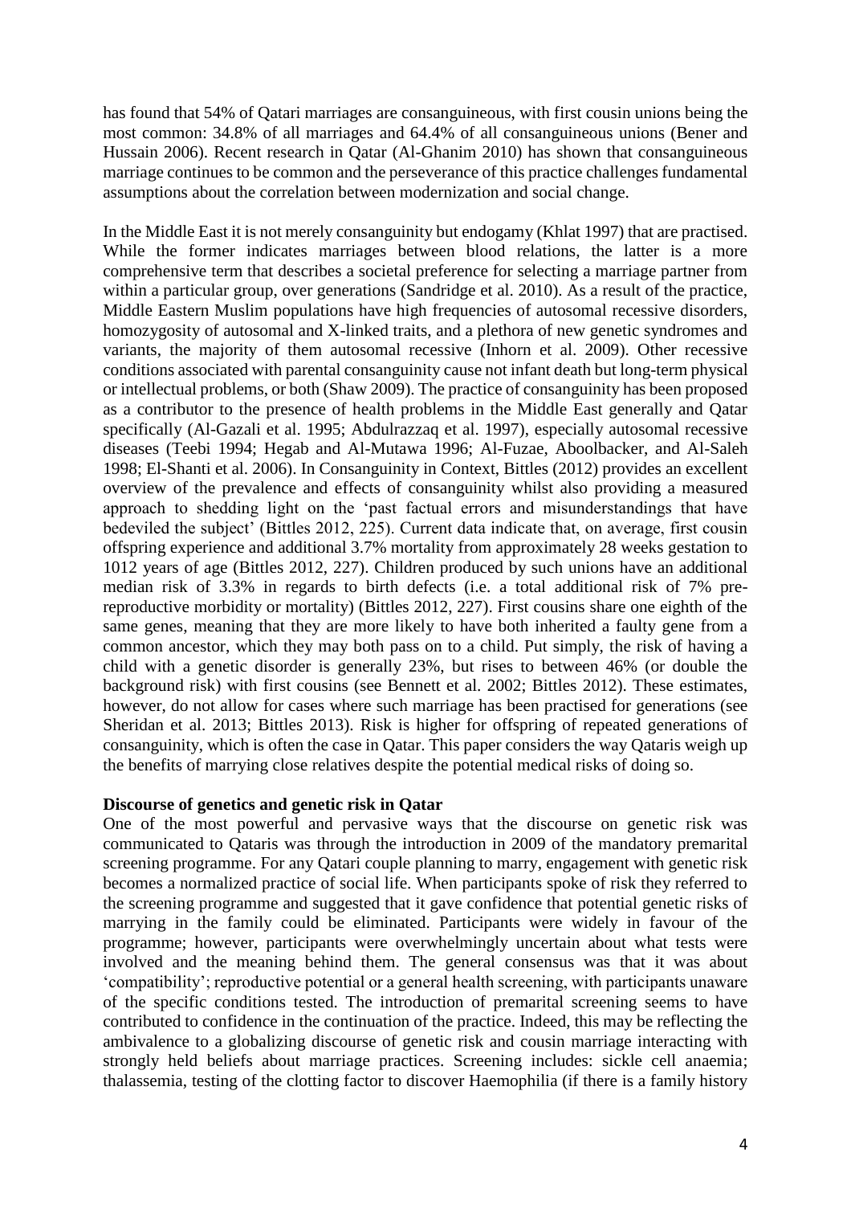has found that 54% of Qatari marriages are consanguineous, with first cousin unions being the most common: 34.8% of all marriages and 64.4% of all consanguineous unions (Bener and Hussain 2006). Recent research in Qatar (Al-Ghanim 2010) has shown that consanguineous marriage continues to be common and the perseverance of this practice challenges fundamental assumptions about the correlation between modernization and social change.

In the Middle East it is not merely consanguinity but endogamy (Khlat 1997) that are practised. While the former indicates marriages between blood relations, the latter is a more comprehensive term that describes a societal preference for selecting a marriage partner from within a particular group, over generations (Sandridge et al. 2010). As a result of the practice, Middle Eastern Muslim populations have high frequencies of autosomal recessive disorders, homozygosity of autosomal and X-linked traits, and a plethora of new genetic syndromes and variants, the majority of them autosomal recessive (Inhorn et al. 2009). Other recessive conditions associated with parental consanguinity cause not infant death but long-term physical or intellectual problems, or both (Shaw 2009). The practice of consanguinity has been proposed as a contributor to the presence of health problems in the Middle East generally and Qatar specifically (Al-Gazali et al. 1995; Abdulrazzaq et al. 1997), especially autosomal recessive diseases (Teebi 1994; Hegab and Al-Mutawa 1996; Al-Fuzae, Aboolbacker, and Al-Saleh 1998; El-Shanti et al. 2006). In Consanguinity in Context, Bittles (2012) provides an excellent overview of the prevalence and effects of consanguinity whilst also providing a measured approach to shedding light on the 'past factual errors and misunderstandings that have bedeviled the subject' (Bittles 2012, 225). Current data indicate that, on average, first cousin offspring experience and additional 3.7% mortality from approximately 28 weeks gestation to 1012 years of age (Bittles 2012, 227). Children produced by such unions have an additional median risk of 3.3% in regards to birth defects (i.e. a total additional risk of 7% pre-reproductive morbidity or mortality) (Bittles 2012, 227). First cousins share one eighth of the same genes, meaning that they are more likely to have both inherited a faulty gene from a common ancestor, which they may both pass on to a child. Put simply, the risk of having a child with a genetic disorder is generally 23%, but rises to between 46% (or double the background risk) with first cousins (see Bennett et al. 2002; Bittles 2012). These estimates, however, do not allow for cases where such marriage has been practised for generations (see Sheridan et al. 2013; Bittles 2013). Risk is higher for offspring of repeated generations of consanguinity, which is often the case in Qatar. This paper considers the way Qataris weigh up the benefits of marrying close relatives despite the potential medical risks of doing so.

**Discourse of genetics and genetic risk in Qatar**

One of the most powerful and pervasive ways that the discourse on genetic risk was communicated to Qataris was through the introduction in 2009 of the mandatory premarital screening programme. For any Qatari couple planning to marry, engagement with genetic risk becomes a normalized practice of social life. When participants spoke of risk they referred to the screening programme and suggested that it gave confidence that potential genetic risks of marrying in the family could be eliminated. Participants were widely in favour of the programme; however, participants were overwhelmingly uncertain about what tests were involved and the meaning behind them. The general consensus was that it was about 'compatibility'; reproductive potential or a general health screening, with participants unaware of the specific conditions tested. The introduction of premarital screening seems to have contributed to confidence in the continuation of the practice. Indeed, this may be reflecting the ambivalence to a globalizing discourse of genetic risk and cousin marriage interacting with strongly held beliefs about marriage practices. Screening includes: sickle cell anaemia; thalassemia, testing of the clotting factor to discover Haemophilia (if there is a family history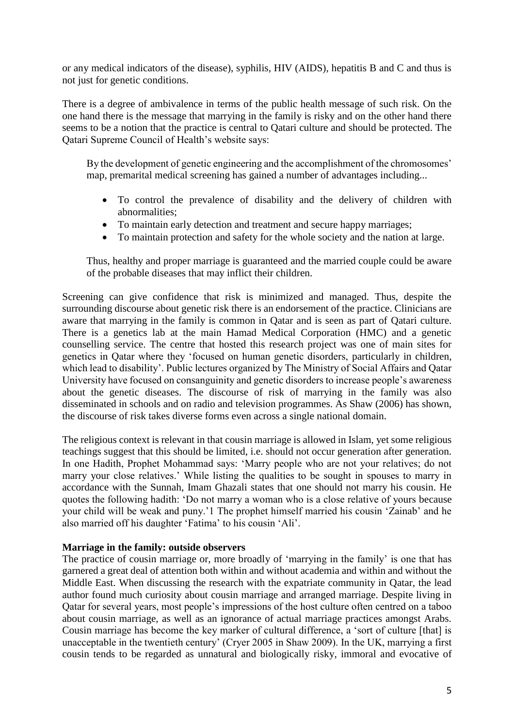or any medical indicators of the disease), syphilis, HIV (AIDS), hepatitis B and C and thus is not just for genetic conditions.

There is a degree of ambivalence in terms of the public health message of such risk. On the one hand there is the message that marrying in the family is risky and on the other hand there seems to be a notion that the practice is central to Qatari culture and should be protected. The Qatari Supreme Council of Health's website says:

> By the development of genetic engineering and the accomplishment of the chromosomes' map, premarital medical screening has gained a number of advantages including...
>
> - To control the prevalence of disability and the delivery of children with abnormalities;
> - To maintain early detection and treatment and secure happy marriages;
> - To maintain protection and safety for the whole society and the nation at large.
>
> Thus, healthy and proper marriage is guaranteed and the married couple could be aware of the probable diseases that may inflict their children.

Screening can give confidence that risk is minimized and managed. Thus, despite the surrounding discourse about genetic risk there is an endorsement of the practice. Clinicians are aware that marrying in the family is common in Qatar and is seen as part of Qatari culture. There is a genetics lab at the main Hamad Medical Corporation (HMC) and a genetic counselling service. The centre that hosted this research project was one of main sites for genetics in Qatar where they 'focused on human genetic disorders, particularly in children, which lead to disability'. Public lectures organized by The Ministry of Social Affairs and Qatar University have focused on consanguinity and genetic disorders to increase people's awareness about the genetic diseases. The discourse of risk of marrying in the family was also disseminated in schools and on radio and television programmes. As Shaw (2006) has shown, the discourse of risk takes diverse forms even across a single national domain.

The religious context is relevant in that cousin marriage is allowed in Islam, yet some religious teachings suggest that this should be limited, i.e. should not occur generation after generation. In one Hadith, Prophet Mohammad says: 'Marry people who are not your relatives; do not marry your close relatives.' While listing the qualities to be sought in spouses to marry in accordance with the Sunnah, Imam Ghazali states that one should not marry his cousin. He quotes the following hadith: 'Do not marry a woman who is a close relative of yours because your child will be weak and puny.'[1] The prophet himself married his cousin 'Zainab' and he also married off his daughter 'Fatima' to his cousin 'Ali'.

**Marriage in the family: outside observers**

The practice of cousin marriage or, more broadly of 'marrying in the family' is one that has garnered a great deal of attention both within and without academia and within and without the Middle East. When discussing the research with the expatriate community in Qatar, the lead author found much curiosity about cousin marriage and arranged marriage. Despite living in Qatar for several years, most people's impressions of the host culture often centred on a taboo about cousin marriage, as well as an ignorance of actual marriage practices amongst Arabs. Cousin marriage has become the key marker of cultural difference, a 'sort of culture [that] is unacceptable in the twentieth century' (Cryer 2005 in Shaw 2009). In the UK, marrying a first cousin tends to be regarded as unnatural and biologically risky, immoral and evocative of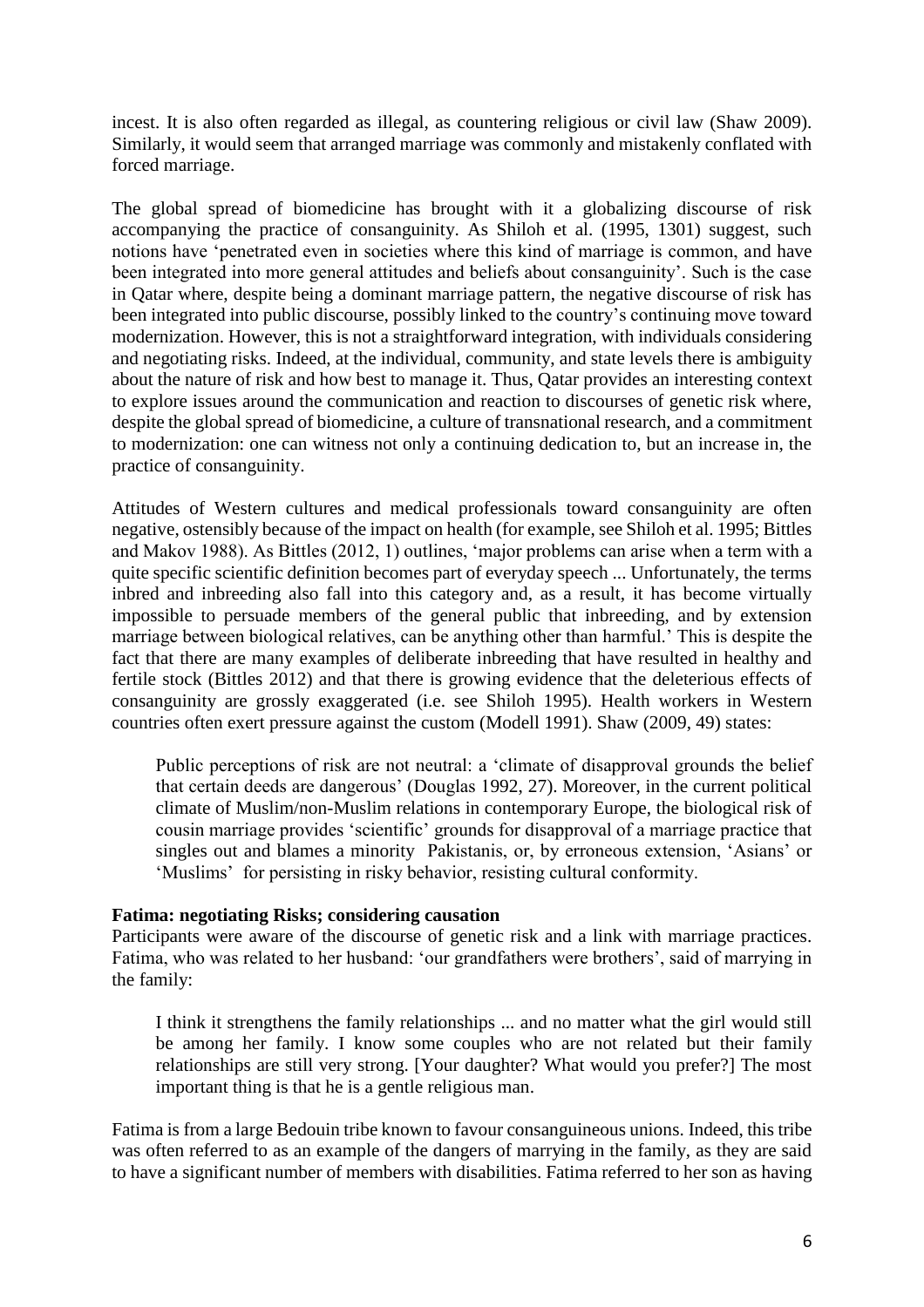incest. It is also often regarded as illegal, as countering religious or civil law (Shaw 2009). Similarly, it would seem that arranged marriage was commonly and mistakenly conflated with forced marriage.

The global spread of biomedicine has brought with it a globalizing discourse of risk accompanying the practice of consanguinity. As Shiloh et al. (1995, 1301) suggest, such notions have 'penetrated even in societies where this kind of marriage is common, and have been integrated into more general attitudes and beliefs about consanguinity'. Such is the case in Qatar where, despite being a dominant marriage pattern, the negative discourse of risk has been integrated into public discourse, possibly linked to the country's continuing move toward modernization. However, this is not a straightforward integration, with individuals considering and negotiating risks. Indeed, at the individual, community, and state levels there is ambiguity about the nature of risk and how best to manage it. Thus, Qatar provides an interesting context to explore issues around the communication and reaction to discourses of genetic risk where, despite the global spread of biomedicine, a culture of transnational research, and a commitment to modernization: one can witness not only a continuing dedication to, but an increase in, the practice of consanguinity.

Attitudes of Western cultures and medical professionals toward consanguinity are often negative, ostensibly because of the impact on health (for example, see Shiloh et al. 1995; Bittles and Makov 1988). As Bittles (2012, 1) outlines, 'major problems can arise when a term with a quite specific scientific definition becomes part of everyday speech ... Unfortunately, the terms inbred and inbreeding also fall into this category and, as a result, it has become virtually impossible to persuade members of the general public that inbreeding, and by extension marriage between biological relatives, can be anything other than harmful.' This is despite the fact that there are many examples of deliberate inbreeding that have resulted in healthy and fertile stock (Bittles 2012) and that there is growing evidence that the deleterious effects of consanguinity are grossly exaggerated (i.e. see Shiloh 1995). Health workers in Western countries often exert pressure against the custom (Modell 1991). Shaw (2009, 49) states:

> Public perceptions of risk are not neutral: a 'climate of disapproval grounds the belief that certain deeds are dangerous' (Douglas 1992, 27). Moreover, in the current political climate of Muslim/non-Muslim relations in contemporary Europe, the biological risk of cousin marriage provides 'scientific' grounds for disapproval of a marriage practice that singles out and blames a minority Pakistanis, or, by erroneous extension, 'Asians' or 'Muslims' for persisting in risky behavior, resisting cultural conformity.

**Fatima: negotiating Risks; considering causation**

Participants were aware of the discourse of genetic risk and a link with marriage practices. Fatima, who was related to her husband: 'our grandfathers were brothers', said of marrying in the family:

> I think it strengthens the family relationships ... and no matter what the girl would still be among her family. I know some couples who are not related but their family relationships are still very strong. [Your daughter? What would you prefer?] The most important thing is that he is a gentle religious man.

Fatima is from a large Bedouin tribe known to favour consanguineous unions. Indeed, this tribe was often referred to as an example of the dangers of marrying in the family, as they are said to have a significant number of members with disabilities. Fatima referred to her son as having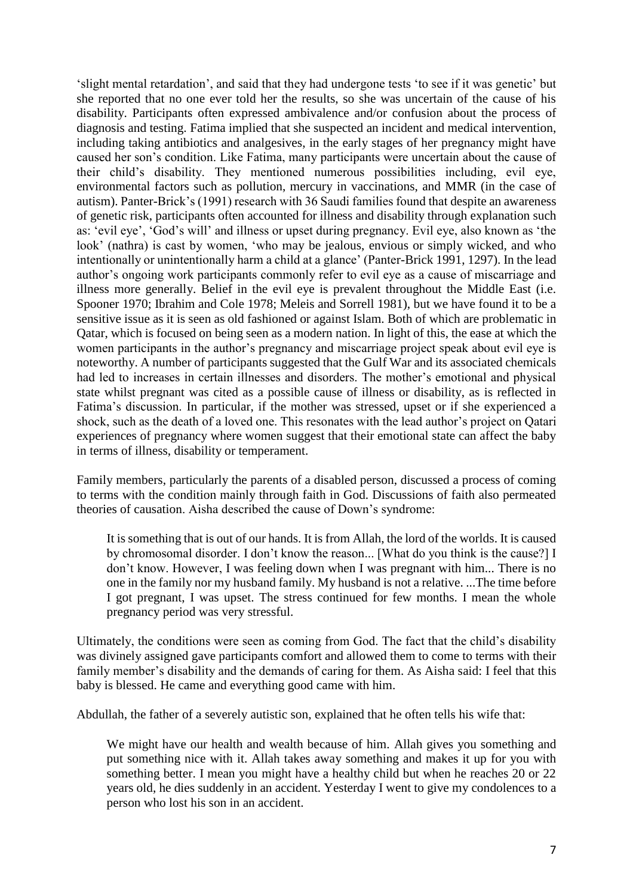'slight mental retardation', and said that they had undergone tests 'to see if it was genetic' but she reported that no one ever told her the results, so she was uncertain of the cause of his disability. Participants often expressed ambivalence and/or confusion about the process of diagnosis and testing. Fatima implied that she suspected an incident and medical intervention, including taking antibiotics and analgesives, in the early stages of her pregnancy might have caused her son's condition. Like Fatima, many participants were uncertain about the cause of their child's disability. They mentioned numerous possibilities including, evil eye, environmental factors such as pollution, mercury in vaccinations, and MMR (in the case of autism). Panter-Brick's (1991) research with 36 Saudi families found that despite an awareness of genetic risk, participants often accounted for illness and disability through explanation such as: 'evil eye', 'God's will' and illness or upset during pregnancy. Evil eye, also known as 'the look' (nathra) is cast by women, 'who may be jealous, envious or simply wicked, and who intentionally or unintentionally harm a child at a glance' (Panter-Brick 1991, 1297). In the lead author's ongoing work participants commonly refer to evil eye as a cause of miscarriage and illness more generally. Belief in the evil eye is prevalent throughout the Middle East (i.e. Spooner 1970; Ibrahim and Cole 1978; Meleis and Sorrell 1981), but we have found it to be a sensitive issue as it is seen as old fashioned or against Islam. Both of which are problematic in Qatar, which is focused on being seen as a modern nation. In light of this, the ease at which the women participants in the author's pregnancy and miscarriage project speak about evil eye is noteworthy. A number of participants suggested that the Gulf War and its associated chemicals had led to increases in certain illnesses and disorders. The mother's emotional and physical state whilst pregnant was cited as a possible cause of illness or disability, as is reflected in Fatima's discussion. In particular, if the mother was stressed, upset or if she experienced a shock, such as the death of a loved one. This resonates with the lead author's project on Qatari experiences of pregnancy where women suggest that their emotional state can affect the baby in terms of illness, disability or temperament.

Family members, particularly the parents of a disabled person, discussed a process of coming to terms with the condition mainly through faith in God. Discussions of faith also permeated theories of causation. Aisha described the cause of Down's syndrome:

> It is something that is out of our hands. It is from Allah, the lord of the worlds. It is caused by chromosomal disorder. I don't know the reason... [What do you think is the cause?] I don't know. However, I was feeling down when I was pregnant with him... There is no one in the family nor my husband family. My husband is not a relative. ...The time before I got pregnant, I was upset. The stress continued for few months. I mean the whole pregnancy period was very stressful.

Ultimately, the conditions were seen as coming from God. The fact that the child's disability was divinely assigned gave participants comfort and allowed them to come to terms with their family member's disability and the demands of caring for them. As Aisha said: I feel that this baby is blessed. He came and everything good came with him.

Abdullah, the father of a severely autistic son, explained that he often tells his wife that:

> We might have our health and wealth because of him. Allah gives you something and put something nice with it. Allah takes away something and makes it up for you with something better. I mean you might have a healthy child but when he reaches 20 or 22 years old, he dies suddenly in an accident. Yesterday I went to give my condolences to a person who lost his son in an accident.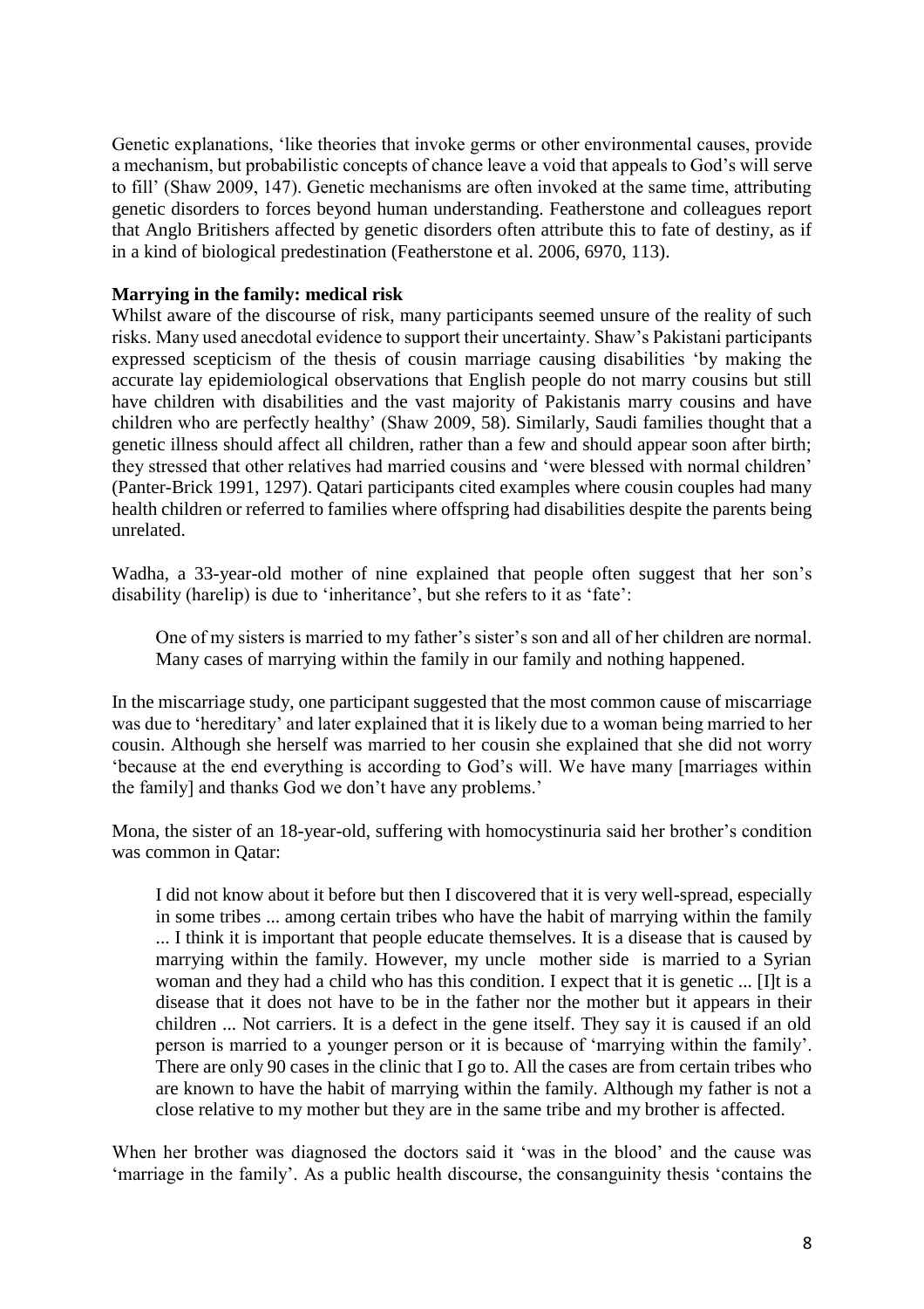Genetic explanations, 'like theories that invoke germs or other environmental causes, provide a mechanism, but probabilistic concepts of chance leave a void that appeals to God's will serve to fill' (Shaw 2009, 147). Genetic mechanisms are often invoked at the same time, attributing genetic disorders to forces beyond human understanding. Featherstone and colleagues report that Anglo Britishers affected by genetic disorders often attribute this to fate of destiny, as if in a kind of biological predestination (Featherstone et al. 2006, 6970, 113).

**Marrying in the family: medical risk**

Whilst aware of the discourse of risk, many participants seemed unsure of the reality of such risks. Many used anecdotal evidence to support their uncertainty. Shaw's Pakistani participants expressed scepticism of the thesis of cousin marriage causing disabilities 'by making the accurate lay epidemiological observations that English people do not marry cousins but still have children with disabilities and the vast majority of Pakistanis marry cousins and have children who are perfectly healthy' (Shaw 2009, 58). Similarly, Saudi families thought that a genetic illness should affect all children, rather than a few and should appear soon after birth; they stressed that other relatives had married cousins and 'were blessed with normal children' (Panter-Brick 1991, 1297). Qatari participants cited examples where cousin couples had many health children or referred to families where offspring had disabilities despite the parents being unrelated.

Wadha, a 33-year-old mother of nine explained that people often suggest that her son's disability (harelip) is due to 'inheritance', but she refers to it as 'fate':

> One of my sisters is married to my father's sister's son and all of her children are normal. Many cases of marrying within the family in our family and nothing happened.

In the miscarriage study, one participant suggested that the most common cause of miscarriage was due to 'hereditary' and later explained that it is likely due to a woman being married to her cousin. Although she herself was married to her cousin she explained that she did not worry 'because at the end everything is according to God's will. We have many [marriages within the family] and thanks God we don't have any problems.'

Mona, the sister of an 18-year-old, suffering with homocystinuria said her brother's condition was common in Qatar:

> I did not know about it before but then I discovered that it is very well-spread, especially in some tribes ... among certain tribes who have the habit of marrying within the family ... I think it is important that people educate themselves. It is a disease that is caused by marrying within the family. However, my uncle mother side is married to a Syrian woman and they had a child who has this condition. I expect that it is genetic ... [I]t is a disease that it does not have to be in the father nor the mother but it appears in their children ... Not carriers. It is a defect in the gene itself. They say it is caused if an old person is married to a younger person or it is because of 'marrying within the family'. There are only 90 cases in the clinic that I go to. All the cases are from certain tribes who are known to have the habit of marrying within the family. Although my father is not a close relative to my mother but they are in the same tribe and my brother is affected.

When her brother was diagnosed the doctors said it 'was in the blood' and the cause was 'marriage in the family'. As a public health discourse, the consanguinity thesis 'contains the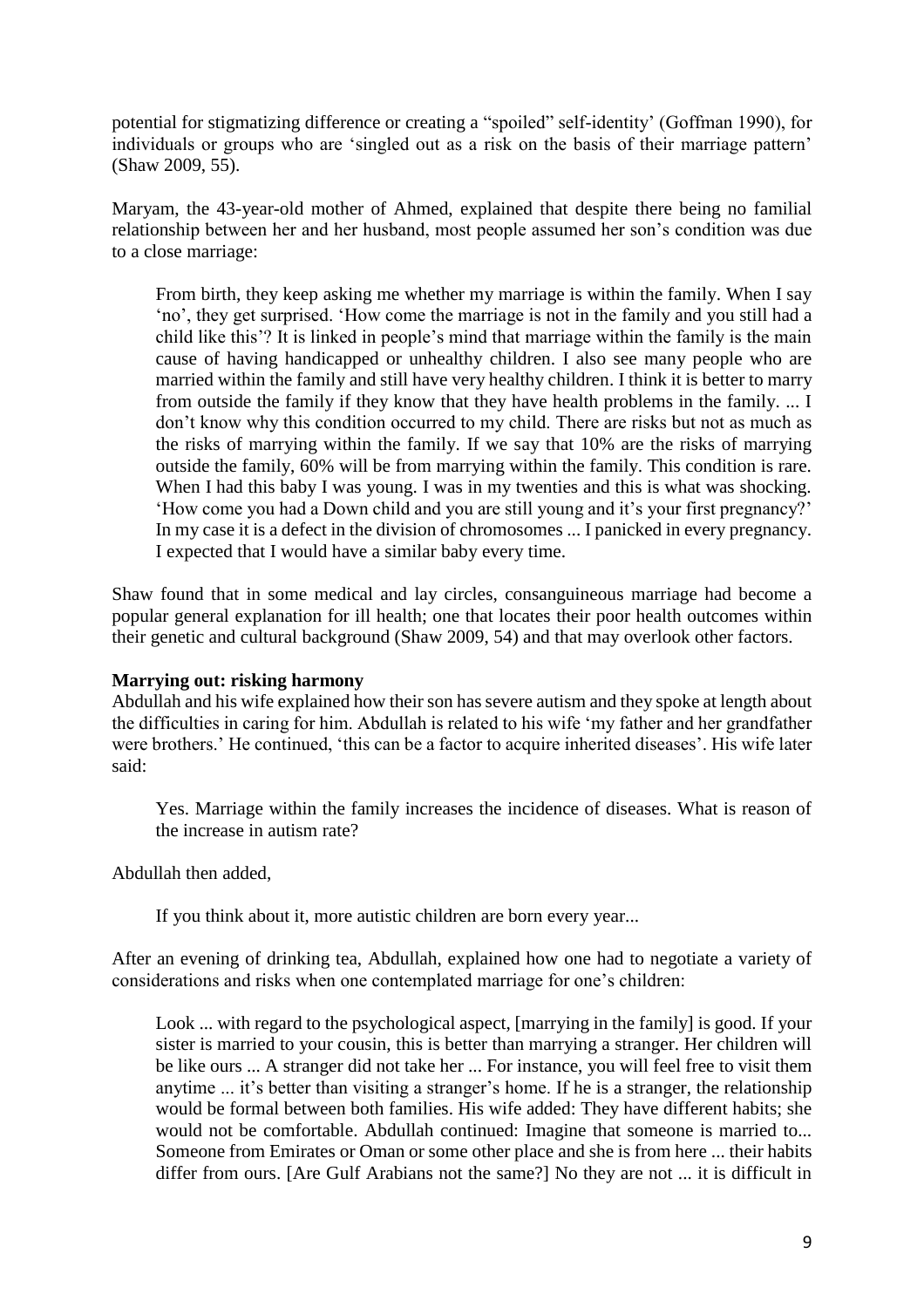potential for stigmatizing difference or creating a "spoiled" self-identity' (Goffman 1990), for individuals or groups who are 'singled out as a risk on the basis of their marriage pattern' (Shaw 2009, 55).

Maryam, the 43-year-old mother of Ahmed, explained that despite there being no familial relationship between her and her husband, most people assumed her son's condition was due to a close marriage:

> From birth, they keep asking me whether my marriage is within the family. When I say 'no', they get surprised. 'How come the marriage is not in the family and you still had a child like this'? It is linked in people's mind that marriage within the family is the main cause of having handicapped or unhealthy children. I also see many people who are married within the family and still have very healthy children. I think it is better to marry from outside the family if they know that they have health problems in the family. ... I don't know why this condition occurred to my child. There are risks but not as much as the risks of marrying within the family. If we say that 10% are the risks of marrying outside the family, 60% will be from marrying within the family. This condition is rare. When I had this baby I was young. I was in my twenties and this is what was shocking. 'How come you had a Down child and you are still young and it's your first pregnancy?' In my case it is a defect in the division of chromosomes ... I panicked in every pregnancy. I expected that I would have a similar baby every time.

Shaw found that in some medical and lay circles, consanguineous marriage had become a popular general explanation for ill health; one that locates their poor health outcomes within their genetic and cultural background (Shaw 2009, 54) and that may overlook other factors.

**Marrying out: risking harmony**

Abdullah and his wife explained how their son has severe autism and they spoke at length about the difficulties in caring for him. Abdullah is related to his wife 'my father and her grandfather were brothers.' He continued, 'this can be a factor to acquire inherited diseases'. His wife later said:

> Yes. Marriage within the family increases the incidence of diseases. What is reason of the increase in autism rate?

Abdullah then added,

> If you think about it, more autistic children are born every year...

After an evening of drinking tea, Abdullah, explained how one had to negotiate a variety of considerations and risks when one contemplated marriage for one's children:

> Look ... with regard to the psychological aspect, [marrying in the family] is good. If your sister is married to your cousin, this is better than marrying a stranger. Her children will be like ours ... A stranger did not take her ... For instance, you will feel free to visit them anytime ... it's better than visiting a stranger's home. If he is a stranger, the relationship would be formal between both families. His wife added: They have different habits; she would not be comfortable. Abdullah continued: Imagine that someone is married to... Someone from Emirates or Oman or some other place and she is from here ... their habits differ from ours. [Are Gulf Arabians not the same?] No they are not ... it is difficult in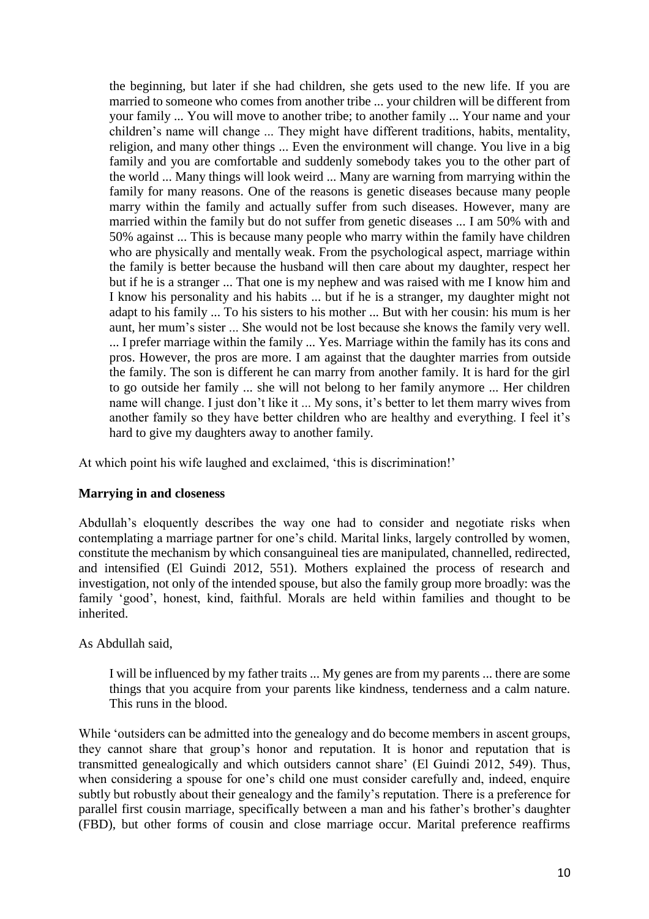> the beginning, but later if she had children, she gets used to the new life. If you are married to someone who comes from another tribe ... your children will be different from your family ... You will move to another tribe; to another family ... Your name and your children's name will change ... They might have different traditions, habits, mentality, religion, and many other things ... Even the environment will change. You live in a big family and you are comfortable and suddenly somebody takes you to the other part of the world ... Many things will look weird ... Many are warning from marrying within the family for many reasons. One of the reasons is genetic diseases because many people marry within the family and actually suffer from such diseases. However, many are married within the family but do not suffer from genetic diseases ... I am 50% with and 50% against ... This is because many people who marry within the family have children who are physically and mentally weak. From the psychological aspect, marriage within the family is better because the husband will then care about my daughter, respect her but if he is a stranger ... That one is my nephew and was raised with me I know him and I know his personality and his habits ... but if he is a stranger, my daughter might not adapt to his family ... To his sisters to his mother ... But with her cousin: his mum is her aunt, her mum's sister ... She would not be lost because she knows the family very well. ... I prefer marriage within the family ... Yes. Marriage within the family has its cons and pros. However, the pros are more. I am against that the daughter marries from outside the family. The son is different he can marry from another family. It is hard for the girl to go outside her family ... she will not belong to her family anymore ... Her children name will change. I just don't like it ... My sons, it's better to let them marry wives from another family so they have better children who are healthy and everything. I feel it's hard to give my daughters away to another family.

At which point his wife laughed and exclaimed, 'this is discrimination!'

**Marrying in and closeness**

Abdullah's eloquently describes the way one had to consider and negotiate risks when contemplating a marriage partner for one's child. Marital links, largely controlled by women, constitute the mechanism by which consanguineal ties are manipulated, channelled, redirected, and intensified (El Guindi 2012, 551). Mothers explained the process of research and investigation, not only of the intended spouse, but also the family group more broadly: was the family 'good', honest, kind, faithful. Morals are held within families and thought to be inherited.

As Abdullah said,

> I will be influenced by my father traits ... My genes are from my parents ... there are some things that you acquire from your parents like kindness, tenderness and a calm nature. This runs in the blood.

While 'outsiders can be admitted into the genealogy and do become members in ascent groups, they cannot share that group's honor and reputation. It is honor and reputation that is transmitted genealogically and which outsiders cannot share' (El Guindi 2012, 549). Thus, when considering a spouse for one's child one must consider carefully and, indeed, enquire subtly but robustly about their genealogy and the family's reputation. There is a preference for parallel first cousin marriage, specifically between a man and his father's brother's daughter (FBD), but other forms of cousin and close marriage occur. Marital preference reaffirms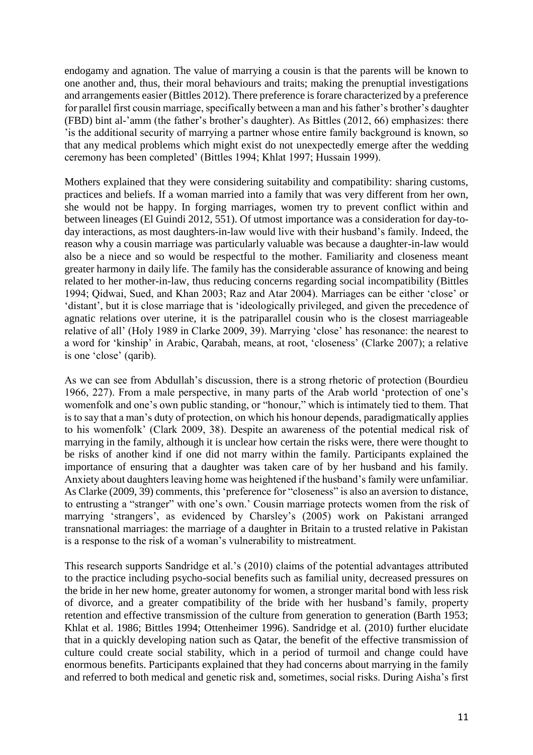endogamy and agnation. The value of marrying a cousin is that the parents will be known to one another and, thus, their moral behaviours and traits; making the prenuptial investigations and arrangements easier (Bittles 2012). There preference is forare characterized by a preference for parallel first cousin marriage, specifically between a man and his father's brother's daughter (FBD) bint al-'amm (the father's brother's daughter). As Bittles (2012, 66) emphasizes: there 'is the additional security of marrying a partner whose entire family background is known, so that any medical problems which might exist do not unexpectedly emerge after the wedding ceremony has been completed' (Bittles 1994; Khlat 1997; Hussain 1999).

Mothers explained that they were considering suitability and compatibility: sharing customs, practices and beliefs. If a woman married into a family that was very different from her own, she would not be happy. In forging marriages, women try to prevent conflict within and between lineages (El Guindi 2012, 551). Of utmost importance was a consideration for day-to-day interactions, as most daughters-in-law would live with their husband's family. Indeed, the reason why a cousin marriage was particularly valuable was because a daughter-in-law would also be a niece and so would be respectful to the mother. Familiarity and closeness meant greater harmony in daily life. The family has the considerable assurance of knowing and being related to her mother-in-law, thus reducing concerns regarding social incompatibility (Bittles 1994; Qidwai, Sued, and Khan 2003; Raz and Atar 2004). Marriages can be either 'close' or 'distant', but it is close marriage that is 'ideologically privileged, and given the precedence of agnatic relations over uterine, it is the patriparallel cousin who is the closest marriageable relative of all' (Holy 1989 in Clarke 2009, 39). Marrying 'close' has resonance: the nearest to a word for 'kinship' in Arabic, Qarabah, means, at root, 'closeness' (Clarke 2007); a relative is one 'close' (qarib).

As we can see from Abdullah's discussion, there is a strong rhetoric of protection (Bourdieu 1966, 227). From a male perspective, in many parts of the Arab world 'protection of one's womenfolk and one's own public standing, or "honour," which is intimately tied to them. That is to say that a man's duty of protection, on which his honour depends, paradigmatically applies to his womenfolk' (Clark 2009, 38). Despite an awareness of the potential medical risk of marrying in the family, although it is unclear how certain the risks were, there were thought to be risks of another kind if one did not marry within the family. Participants explained the importance of ensuring that a daughter was taken care of by her husband and his family. Anxiety about daughters leaving home was heightened if the husband's family were unfamiliar. As Clarke (2009, 39) comments, this 'preference for "closeness" is also an aversion to distance, to entrusting a "stranger" with one's own.' Cousin marriage protects women from the risk of marrying 'strangers', as evidenced by Charsley's (2005) work on Pakistani arranged transnational marriages: the marriage of a daughter in Britain to a trusted relative in Pakistan is a response to the risk of a woman's vulnerability to mistreatment.

This research supports Sandridge et al.'s (2010) claims of the potential advantages attributed to the practice including psycho-social benefits such as familial unity, decreased pressures on the bride in her new home, greater autonomy for women, a stronger marital bond with less risk of divorce, and a greater compatibility of the bride with her husband's family, property retention and effective transmission of the culture from generation to generation (Barth 1953; Khlat et al. 1986; Bittles 1994; Ottenheimer 1996). Sandridge et al. (2010) further elucidate that in a quickly developing nation such as Qatar, the benefit of the effective transmission of culture could create social stability, which in a period of turmoil and change could have enormous benefits. Participants explained that they had concerns about marrying in the family and referred to both medical and genetic risk and, sometimes, social risks. During Aisha's first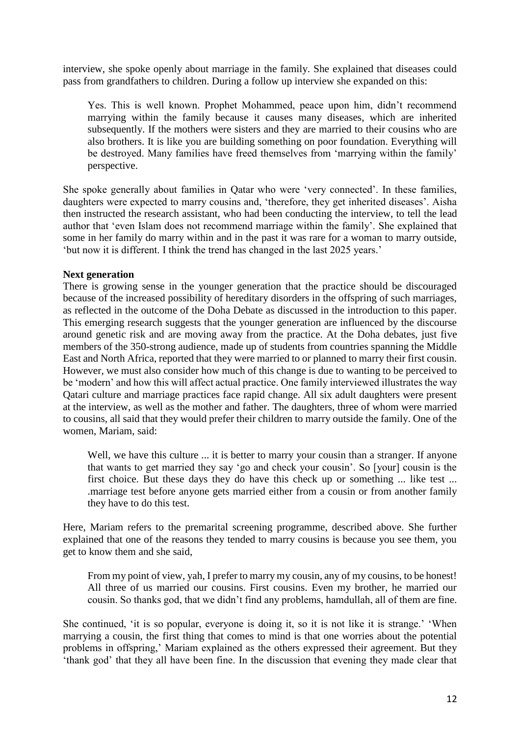interview, she spoke openly about marriage in the family. She explained that diseases could pass from grandfathers to children. During a follow up interview she expanded on this:

> Yes. This is well known. Prophet Mohammed, peace upon him, didn't recommend marrying within the family because it causes many diseases, which are inherited subsequently. If the mothers were sisters and they are married to their cousins who are also brothers. It is like you are building something on poor foundation. Everything will be destroyed. Many families have freed themselves from 'marrying within the family' perspective.

She spoke generally about families in Qatar who were 'very connected'. In these families, daughters were expected to marry cousins and, 'therefore, they get inherited diseases'. Aisha then instructed the research assistant, who had been conducting the interview, to tell the lead author that 'even Islam does not recommend marriage within the family'. She explained that some in her family do marry within and in the past it was rare for a woman to marry outside, 'but now it is different. I think the trend has changed in the last 2025 years.'

**Next generation**

There is growing sense in the younger generation that the practice should be discouraged because of the increased possibility of hereditary disorders in the offspring of such marriages, as reflected in the outcome of the Doha Debate as discussed in the introduction to this paper. This emerging research suggests that the younger generation are influenced by the discourse around genetic risk and are moving away from the practice. At the Doha debates, just five members of the 350-strong audience, made up of students from countries spanning the Middle East and North Africa, reported that they were married to or planned to marry their first cousin. However, we must also consider how much of this change is due to wanting to be perceived to be 'modern' and how this will affect actual practice. One family interviewed illustrates the way Qatari culture and marriage practices face rapid change. All six adult daughters were present at the interview, as well as the mother and father. The daughters, three of whom were married to cousins, all said that they would prefer their children to marry outside the family. One of the women, Mariam, said:

> Well, we have this culture ... it is better to marry your cousin than a stranger. If anyone that wants to get married they say 'go and check your cousin'. So [your] cousin is the first choice. But these days they do have this check up or something ... like test ... .marriage test before anyone gets married either from a cousin or from another family they have to do this test.

Here, Mariam refers to the premarital screening programme, described above. She further explained that one of the reasons they tended to marry cousins is because you see them, you get to know them and she said,

> From my point of view, yah, I prefer to marry my cousin, any of my cousins, to be honest! All three of us married our cousins. First cousins. Even my brother, he married our cousin. So thanks god, that we didn't find any problems, hamdullah, all of them are fine.

She continued, 'it is so popular, everyone is doing it, so it is not like it is strange.' 'When marrying a cousin, the first thing that comes to mind is that one worries about the potential problems in offspring,' Mariam explained as the others expressed their agreement. But they 'thank god' that they all have been fine. In the discussion that evening they made clear that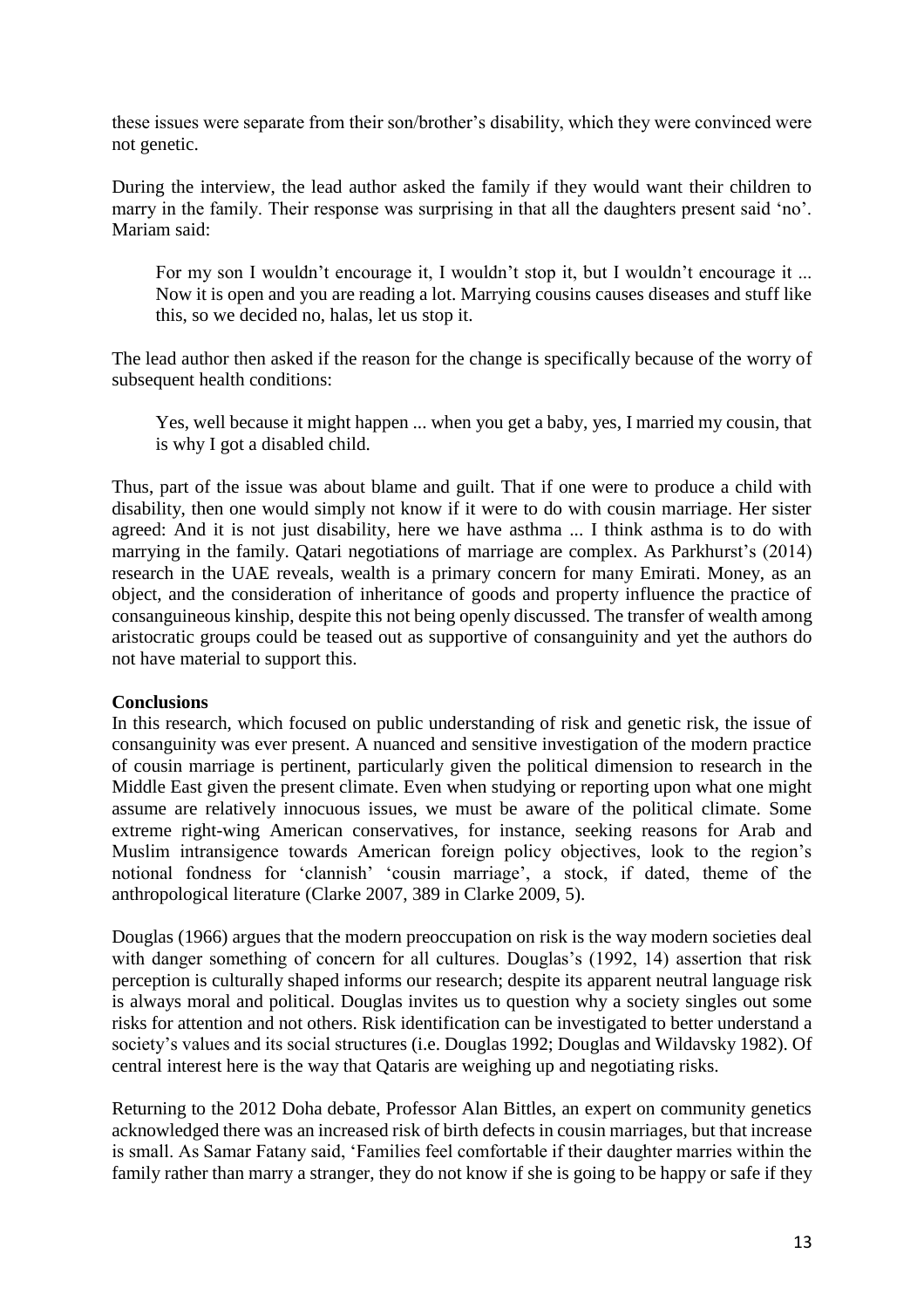these issues were separate from their son/brother's disability, which they were convinced were not genetic.

During the interview, the lead author asked the family if they would want their children to marry in the family. Their response was surprising in that all the daughters present said 'no'. Mariam said:

> For my son I wouldn't encourage it, I wouldn't stop it, but I wouldn't encourage it ... Now it is open and you are reading a lot. Marrying cousins causes diseases and stuff like this, so we decided no, halas, let us stop it.

The lead author then asked if the reason for the change is specifically because of the worry of subsequent health conditions:

> Yes, well because it might happen ... when you get a baby, yes, I married my cousin, that is why I got a disabled child.

Thus, part of the issue was about blame and guilt. That if one were to produce a child with disability, then one would simply not know if it were to do with cousin marriage. Her sister agreed: And it is not just disability, here we have asthma ... I think asthma is to do with marrying in the family. Qatari negotiations of marriage are complex. As Parkhurst's (2014) research in the UAE reveals, wealth is a primary concern for many Emirati. Money, as an object, and the consideration of inheritance of goods and property influence the practice of consanguineous kinship, despite this not being openly discussed. The transfer of wealth among aristocratic groups could be teased out as supportive of consanguinity and yet the authors do not have material to support this.

**Conclusions**

In this research, which focused on public understanding of risk and genetic risk, the issue of consanguinity was ever present. A nuanced and sensitive investigation of the modern practice of cousin marriage is pertinent, particularly given the political dimension to research in the Middle East given the present climate. Even when studying or reporting upon what one might assume are relatively innocuous issues, we must be aware of the political climate. Some extreme right-wing American conservatives, for instance, seeking reasons for Arab and Muslim intransigence towards American foreign policy objectives, look to the region's notional fondness for 'clannish' 'cousin marriage', a stock, if dated, theme of the anthropological literature (Clarke 2007, 389 in Clarke 2009, 5).

Douglas (1966) argues that the modern preoccupation on risk is the way modern societies deal with danger something of concern for all cultures. Douglas's (1992, 14) assertion that risk perception is culturally shaped informs our research; despite its apparent neutral language risk is always moral and political. Douglas invites us to question why a society singles out some risks for attention and not others. Risk identification can be investigated to better understand a society's values and its social structures (i.e. Douglas 1992; Douglas and Wildavsky 1982). Of central interest here is the way that Qataris are weighing up and negotiating risks.

Returning to the 2012 Doha debate, Professor Alan Bittles, an expert on community genetics acknowledged there was an increased risk of birth defects in cousin marriages, but that increase is small. As Samar Fatany said, 'Families feel comfortable if their daughter marries within the family rather than marry a stranger, they do not know if she is going to be happy or safe if they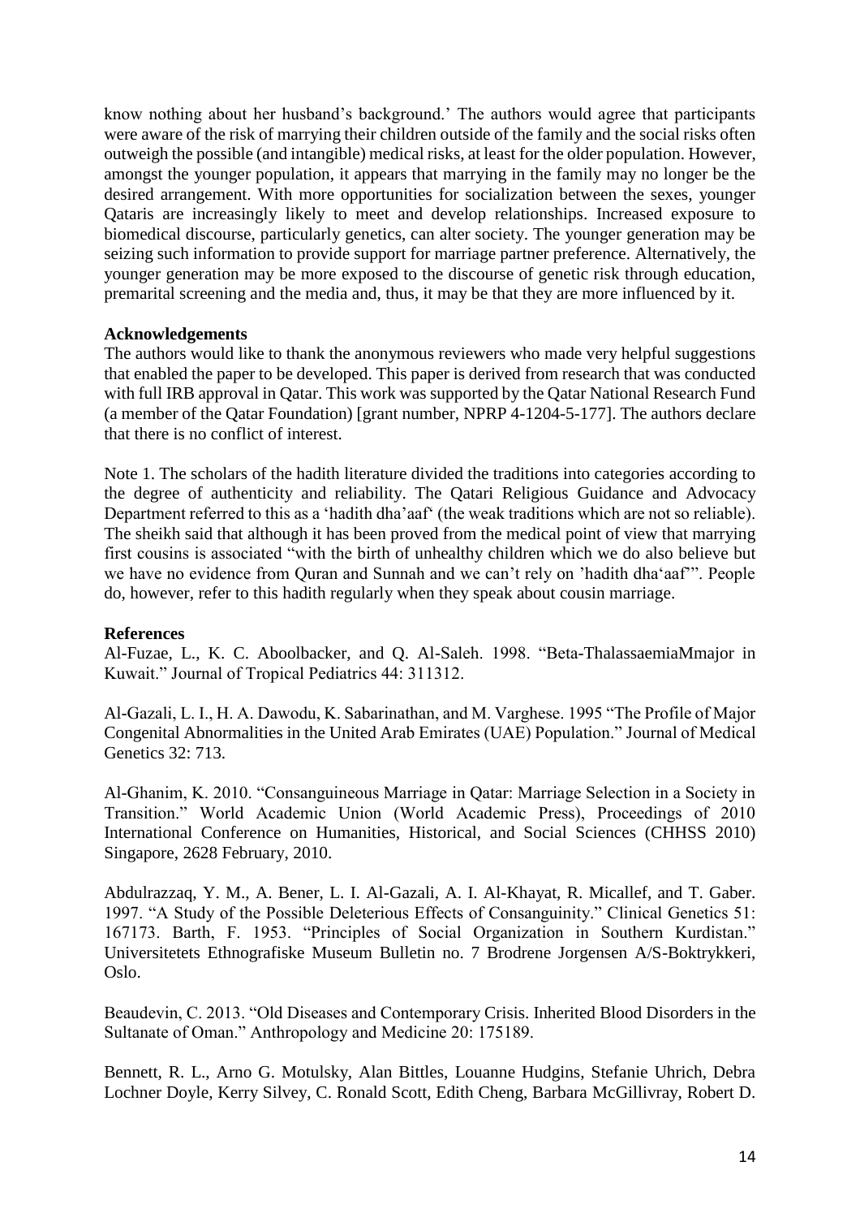know nothing about her husband's background.' The authors would agree that participants were aware of the risk of marrying their children outside of the family and the social risks often outweigh the possible (and intangible) medical risks, at least for the older population. However, amongst the younger population, it appears that marrying in the family may no longer be the desired arrangement. With more opportunities for socialization between the sexes, younger Qataris are increasingly likely to meet and develop relationships. Increased exposure to biomedical discourse, particularly genetics, can alter society. The younger generation may be seizing such information to provide support for marriage partner preference. Alternatively, the younger generation may be more exposed to the discourse of genetic risk through education, premarital screening and the media and, thus, it may be that they are more influenced by it.

**Acknowledgements**

The authors would like to thank the anonymous reviewers who made very helpful suggestions that enabled the paper to be developed. This paper is derived from research that was conducted with full IRB approval in Qatar. This work was supported by the Qatar National Research Fund (a member of the Qatar Foundation) [grant number, NPRP 4-1204-5-177]. The authors declare that there is no conflict of interest.

Note 1. The scholars of the hadith literature divided the traditions into categories according to the degree of authenticity and reliability. The Qatari Religious Guidance and Advocacy Department referred to this as a 'hadith dha'aaf' (the weak traditions which are not so reliable). The sheikh said that although it has been proved from the medical point of view that marrying first cousins is associated "with the birth of unhealthy children which we do also believe but we have no evidence from Quran and Sunnah and we can't rely on 'hadith dha'aaf'". People do, however, refer to this hadith regularly when they speak about cousin marriage.

**References**

Al-Fuzae, L., K. C. Aboolbacker, and Q. Al-Saleh. 1998. "Beta-ThalassaemiaMmajor in Kuwait." Journal of Tropical Pediatrics 44: 311312.

Al-Gazali, L. I., H. A. Dawodu, K. Sabarinathan, and M. Varghese. 1995 "The Profile of Major Congenital Abnormalities in the United Arab Emirates (UAE) Population." Journal of Medical Genetics 32: 713.

Al-Ghanim, K. 2010. "Consanguineous Marriage in Qatar: Marriage Selection in a Society in Transition." World Academic Union (World Academic Press), Proceedings of 2010 International Conference on Humanities, Historical, and Social Sciences (CHHSS 2010) Singapore, 2628 February, 2010.

Abdulrazzaq, Y. M., A. Bener, L. I. Al-Gazali, A. I. Al-Khayat, R. Micallef, and T. Gaber. 1997. "A Study of the Possible Deleterious Effects of Consanguinity." Clinical Genetics 51: 167173. Barth, F. 1953. "Principles of Social Organization in Southern Kurdistan." Universitetets Ethnografiske Museum Bulletin no. 7 Brodrene Jorgensen A/S-Boktrykkeri, Oslo.

Beaudevin, C. 2013. "Old Diseases and Contemporary Crisis. Inherited Blood Disorders in the Sultanate of Oman." Anthropology and Medicine 20: 175189.

Bennett, R. L., Arno G. Motulsky, Alan Bittles, Louanne Hudgins, Stefanie Uhrich, Debra Lochner Doyle, Kerry Silvey, C. Ronald Scott, Edith Cheng, Barbara McGillivray, Robert D.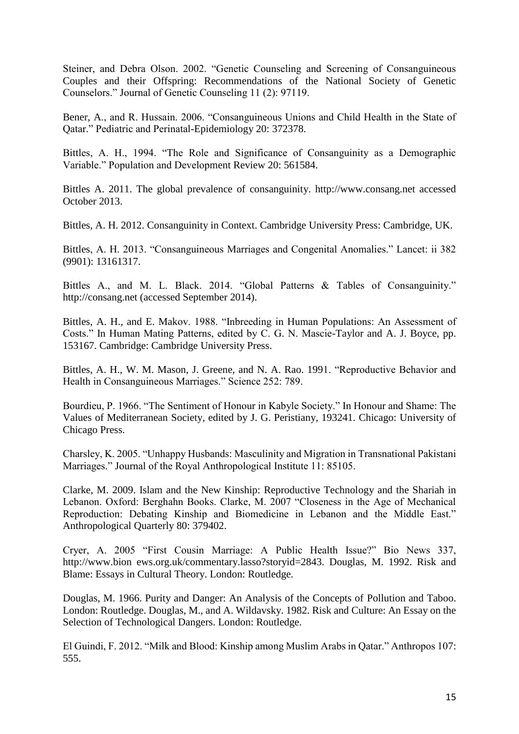Steiner, and Debra Olson. 2002. “Genetic Counseling and Screening of Consanguineous Couples and their Offspring: Recommendations of the National Society of Genetic Counselors.” Journal of Genetic Counseling 11 (2): 97119.

Bener, A., and R. Hussain. 2006. “Consanguineous Unions and Child Health in the State of Qatar.” Pediatric and Perinatal-Epidemiology 20: 372378.

Bittles, A. H., 1994. “The Role and Significance of Consanguinity as a Demographic Variable.” Population and Development Review 20: 561584.

Bittles A. 2011. The global prevalence of consanguinity. http://www.consang.net accessed October 2013.

Bittles, A. H. 2012. Consanguinity in Context. Cambridge University Press: Cambridge, UK.

Bittles, A. H. 2013. “Consanguineous Marriages and Congenital Anomalies.” Lancet: ii 382 (9901): 13161317.

Bittles A., and M. L. Black. 2014. “Global Patterns & Tables of Consanguinity.” http://consang.net (accessed September 2014).

Bittles, A. H., and E. Makov. 1988. “Inbreeding in Human Populations: An Assessment of Costs.” In Human Mating Patterns, edited by C. G. N. Mascie-Taylor and A. J. Boyce, pp. 153167. Cambridge: Cambridge University Press.

Bittles, A. H., W. M. Mason, J. Greene, and N. A. Rao. 1991. “Reproductive Behavior and Health in Consanguineous Marriages.” Science 252: 789.

Bourdieu, P. 1966. “The Sentiment of Honour in Kabyle Society.” In Honour and Shame: The Values of Mediterranean Society, edited by J. G. Peristiany, 193241. Chicago: University of Chicago Press.

Charsley, K. 2005. “Unhappy Husbands: Masculinity and Migration in Transnational Pakistani Marriages.” Journal of the Royal Anthropological Institute 11: 85105.

Clarke, M. 2009. Islam and the New Kinship: Reproductive Technology and the Shariah in Lebanon. Oxford: Berghahn Books. Clarke, M. 2007 “Closeness in the Age of Mechanical Reproduction: Debating Kinship and Biomedicine in Lebanon and the Middle East.” Anthropological Quarterly 80: 379402.

Cryer, A. 2005 “First Cousin Marriage: A Public Health Issue?” Bio News 337, http://www.bion ews.org.uk/commentary.lasso?storyid=2843. Douglas, M. 1992. Risk and Blame: Essays in Cultural Theory. London: Routledge.

Douglas, M. 1966. Purity and Danger: An Analysis of the Concepts of Pollution and Taboo. London: Routledge. Douglas, M., and A. Wildavsky. 1982. Risk and Culture: An Essay on the Selection of Technological Dangers. London: Routledge.

El Guindi, F. 2012. “Milk and Blood: Kinship among Muslim Arabs in Qatar.” Anthropos 107: 555.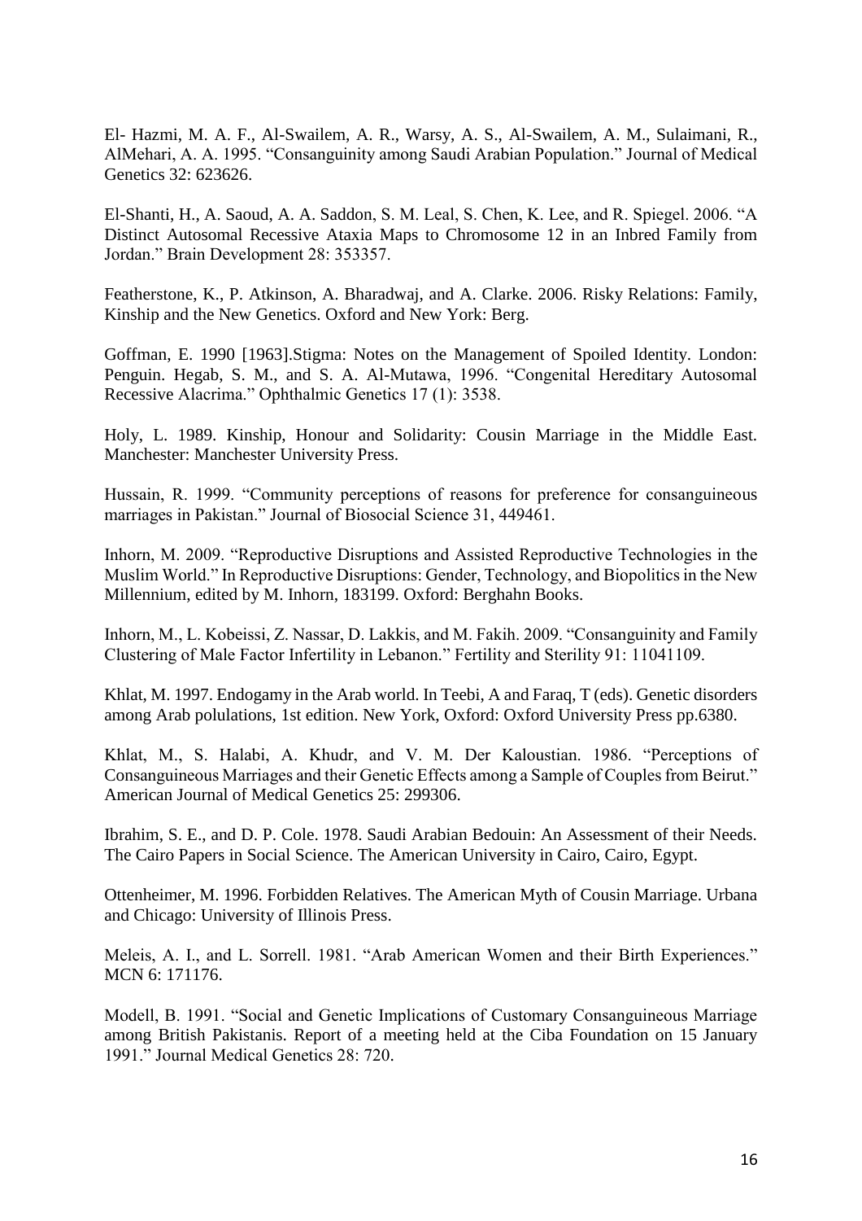El- Hazmi, M. A. F., Al-Swailem, A. R., Warsy, A. S., Al-Swailem, A. M., Sulaimani, R., AlMehari, A. A. 1995. "Consanguinity among Saudi Arabian Population." Journal of Medical Genetics 32: 623626.

El-Shanti, H., A. Saoud, A. A. Saddon, S. M. Leal, S. Chen, K. Lee, and R. Spiegel. 2006. "A Distinct Autosomal Recessive Ataxia Maps to Chromosome 12 in an Inbred Family from Jordan." Brain Development 28: 353357.

Featherstone, K., P. Atkinson, A. Bharadwaj, and A. Clarke. 2006. Risky Relations: Family, Kinship and the New Genetics. Oxford and New York: Berg.

Goffman, E. 1990 [1963].Stigma: Notes on the Management of Spoiled Identity. London: Penguin. Hegab, S. M., and S. A. Al-Mutawa, 1996. "Congenital Hereditary Autosomal Recessive Alacrima." Ophthalmic Genetics 17 (1): 3538.

Holy, L. 1989. Kinship, Honour and Solidarity: Cousin Marriage in the Middle East. Manchester: Manchester University Press.

Hussain, R. 1999. "Community perceptions of reasons for preference for consanguineous marriages in Pakistan." Journal of Biosocial Science 31, 449461.

Inhorn, M. 2009. "Reproductive Disruptions and Assisted Reproductive Technologies in the Muslim World." In Reproductive Disruptions: Gender, Technology, and Biopolitics in the New Millennium, edited by M. Inhorn, 183199. Oxford: Berghahn Books.

Inhorn, M., L. Kobeissi, Z. Nassar, D. Lakkis, and M. Fakih. 2009. "Consanguinity and Family Clustering of Male Factor Infertility in Lebanon." Fertility and Sterility 91: 11041109.

Khlat, M. 1997. Endogamy in the Arab world. In Teebi, A and Faraq, T (eds). Genetic disorders among Arab polulations, 1st edition. New York, Oxford: Oxford University Press pp.6380.

Khlat, M., S. Halabi, A. Khudr, and V. M. Der Kaloustian. 1986. "Perceptions of Consanguineous Marriages and their Genetic Effects among a Sample of Couples from Beirut." American Journal of Medical Genetics 25: 299306.

Ibrahim, S. E., and D. P. Cole. 1978. Saudi Arabian Bedouin: An Assessment of their Needs. The Cairo Papers in Social Science. The American University in Cairo, Cairo, Egypt.

Ottenheimer, M. 1996. Forbidden Relatives. The American Myth of Cousin Marriage. Urbana and Chicago: University of Illinois Press.

Meleis, A. I., and L. Sorrell. 1981. "Arab American Women and their Birth Experiences." MCN 6: 171176.

Modell, B. 1991. "Social and Genetic Implications of Customary Consanguineous Marriage among British Pakistanis. Report of a meeting held at the Ciba Foundation on 15 January 1991." Journal Medical Genetics 28: 720.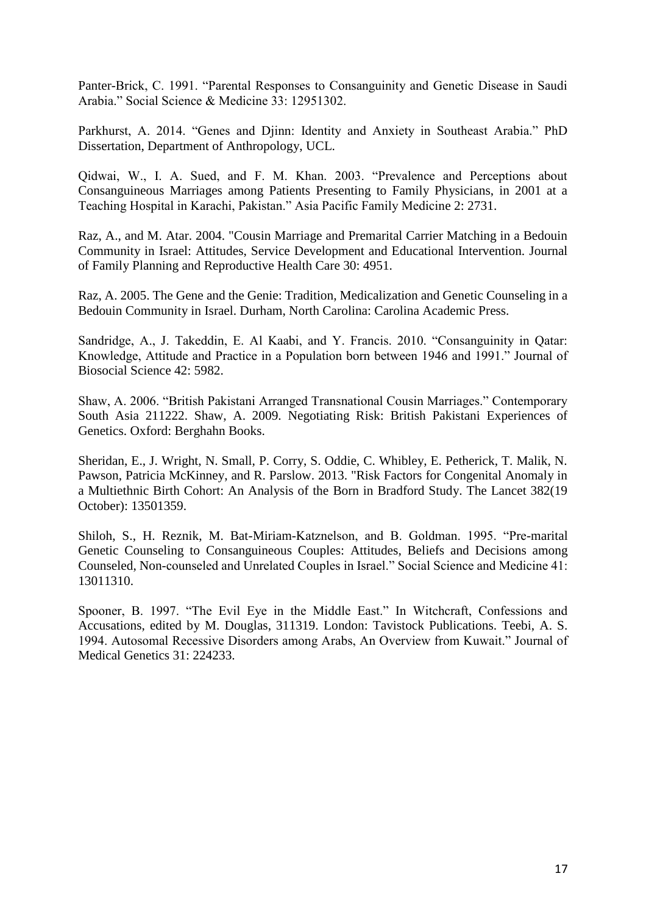Panter-Brick, C. 1991. "Parental Responses to Consanguinity and Genetic Disease in Saudi Arabia." Social Science & Medicine 33: 12951302.

Parkhurst, A. 2014. "Genes and Djinn: Identity and Anxiety in Southeast Arabia." PhD Dissertation, Department of Anthropology, UCL.

Qidwai, W., I. A. Sued, and F. M. Khan. 2003. "Prevalence and Perceptions about Consanguineous Marriages among Patients Presenting to Family Physicians, in 2001 at a Teaching Hospital in Karachi, Pakistan." Asia Pacific Family Medicine 2: 2731.

Raz, A., and M. Atar. 2004. "Cousin Marriage and Premarital Carrier Matching in a Bedouin Community in Israel: Attitudes, Service Development and Educational Intervention. Journal of Family Planning and Reproductive Health Care 30: 4951.

Raz, A. 2005. The Gene and the Genie: Tradition, Medicalization and Genetic Counseling in a Bedouin Community in Israel. Durham, North Carolina: Carolina Academic Press.

Sandridge, A., J. Takeddin, E. Al Kaabi, and Y. Francis. 2010. "Consanguinity in Qatar: Knowledge, Attitude and Practice in a Population born between 1946 and 1991." Journal of Biosocial Science 42: 5982.

Shaw, A. 2006. "British Pakistani Arranged Transnational Cousin Marriages." Contemporary South Asia 211222. Shaw, A. 2009. Negotiating Risk: British Pakistani Experiences of Genetics. Oxford: Berghahn Books.

Sheridan, E., J. Wright, N. Small, P. Corry, S. Oddie, C. Whibley, E. Petherick, T. Malik, N. Pawson, Patricia McKinney, and R. Parslow. 2013. "Risk Factors for Congenital Anomaly in a Multiethnic Birth Cohort: An Analysis of the Born in Bradford Study. The Lancet 382(19 October): 13501359.

Shiloh, S., H. Reznik, M. Bat-Miriam-Katznelson, and B. Goldman. 1995. "Pre-marital Genetic Counseling to Consanguineous Couples: Attitudes, Beliefs and Decisions among Counseled, Non-counseled and Unrelated Couples in Israel." Social Science and Medicine 41: 13011310.

Spooner, B. 1997. "The Evil Eye in the Middle East." In Witchcraft, Confessions and Accusations, edited by M. Douglas, 311319. London: Tavistock Publications. Teebi, A. S. 1994. Autosomal Recessive Disorders among Arabs, An Overview from Kuwait." Journal of Medical Genetics 31: 224233.